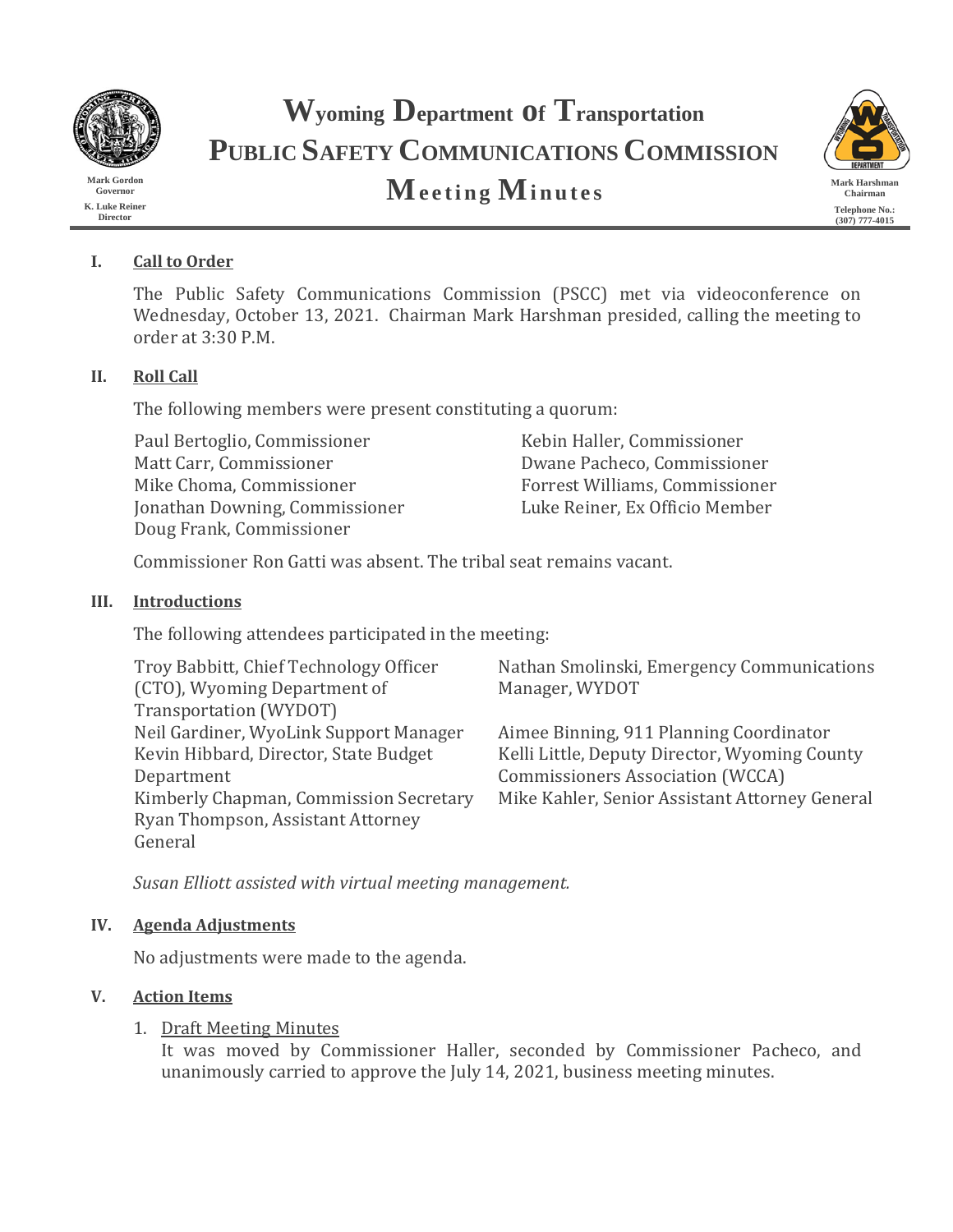Mark Gordon
Governor
K. Luke Reiner
Director

# Wyoming Department of Transportation
# PUBLIC SAFETY COMMUNICATIONS COMMISSION
# Meeting Minutes

Mark Harshman
Chairman
Telephone No.:
(307) 777-4015

## I. Call to Order

The Public Safety Communications Commission (PSCC) met via videoconference on Wednesday, October 13, 2021. Chairman Mark Harshman presided, calling the meeting to order at 3:30 P.M.

## II. Roll Call

The following members were present constituting a quorum:

Paul Bertoglio, Commissioner
Matt Carr, Commissioner
Mike Choma, Commissioner
Jonathan Downing, Commissioner
Doug Frank, Commissioner
Kebin Haller, Commissioner
Dwane Pacheco, Commissioner
Forrest Williams, Commissioner
Luke Reiner, Ex Officio Member

Commissioner Ron Gatti was absent. The tribal seat remains vacant.

## III. Introductions

The following attendees participated in the meeting:

Troy Babbitt, Chief Technology Officer (CTO), Wyoming Department of Transportation (WYDOT)
Neil Gardiner, WyoLink Support Manager
Kevin Hibbard, Director, State Budget Department
Kimberly Chapman, Commission Secretary
Ryan Thompson, Assistant Attorney General
Nathan Smolinski, Emergency Communications Manager, WYDOT
Aimee Binning, 911 Planning Coordinator
Kelli Little, Deputy Director, Wyoming County Commissioners Association (WCCA)
Mike Kahler, Senior Assistant Attorney General

*Susan Elliott assisted with virtual meeting management.*

## IV. Agenda Adjustments

No adjustments were made to the agenda.

## V. Action Items

1. Draft Meeting Minutes
   It was moved by Commissioner Haller, seconded by Commissioner Pacheco, and unanimously carried to approve the July 14, 2021, business meeting minutes.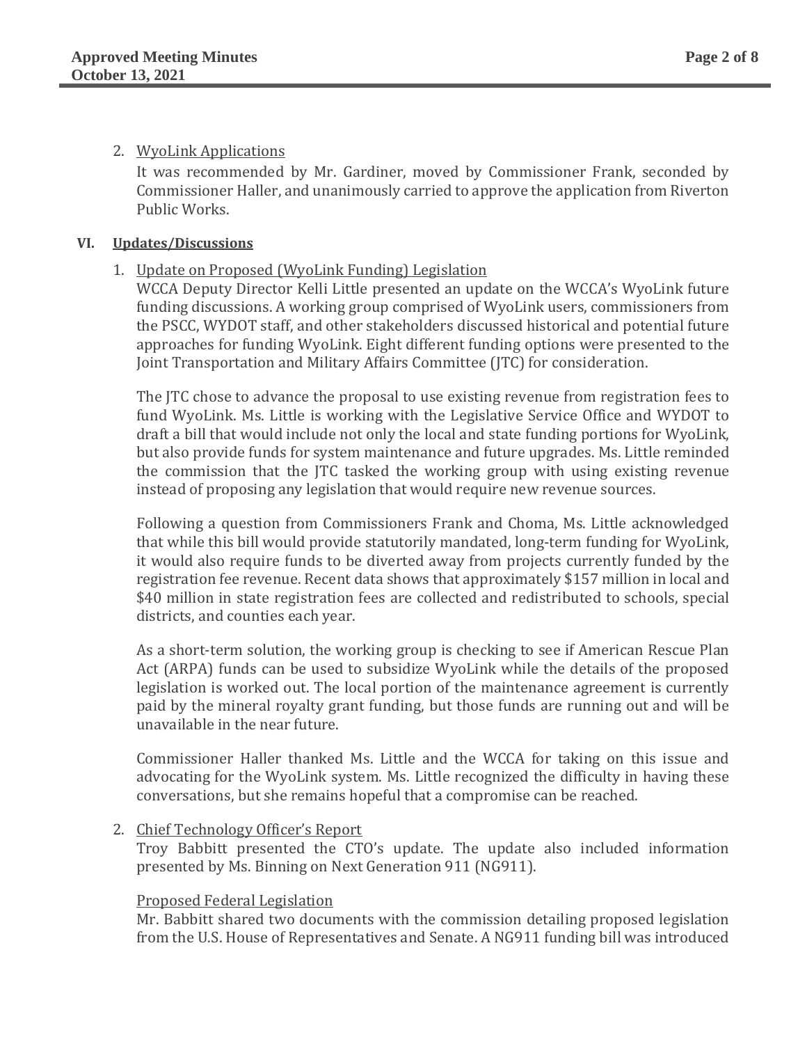2. WyoLink Applications

   It was recommended by Mr. Gardiner, moved by Commissioner Frank, seconded by Commissioner Haller, and unanimously carried to approve the application from Riverton Public Works.

## VI. Updates/Discussions

1. Update on Proposed (WyoLink Funding) Legislation

   WCCA Deputy Director Kelli Little presented an update on the WCCA's WyoLink future funding discussions. A working group comprised of WyoLink users, commissioners from the PSCC, WYDOT staff, and other stakeholders discussed historical and potential future approaches for funding WyoLink. Eight different funding options were presented to the Joint Transportation and Military Affairs Committee (JTC) for consideration.

   The JTC chose to advance the proposal to use existing revenue from registration fees to fund WyoLink. Ms. Little is working with the Legislative Service Office and WYDOT to draft a bill that would include not only the local and state funding portions for WyoLink, but also provide funds for system maintenance and future upgrades. Ms. Little reminded the commission that the JTC tasked the working group with using existing revenue instead of proposing any legislation that would require new revenue sources.

   Following a question from Commissioners Frank and Choma, Ms. Little acknowledged that while this bill would provide statutorily mandated, long-term funding for WyoLink, it would also require funds to be diverted away from projects currently funded by the registration fee revenue. Recent data shows that approximately $157 million in local and $40 million in state registration fees are collected and redistributed to schools, special districts, and counties each year.

   As a short-term solution, the working group is checking to see if American Rescue Plan Act (ARPA) funds can be used to subsidize WyoLink while the details of the proposed legislation is worked out. The local portion of the maintenance agreement is currently paid by the mineral royalty grant funding, but those funds are running out and will be unavailable in the near future.

   Commissioner Haller thanked Ms. Little and the WCCA for taking on this issue and advocating for the WyoLink system. Ms. Little recognized the difficulty in having these conversations, but she remains hopeful that a compromise can be reached.

2. Chief Technology Officer's Report

   Troy Babbitt presented the CTO's update. The update also included information presented by Ms. Binning on Next Generation 911 (NG911).

   Proposed Federal Legislation

   Mr. Babbitt shared two documents with the commission detailing proposed legislation from the U.S. House of Representatives and Senate. A NG911 funding bill was introduced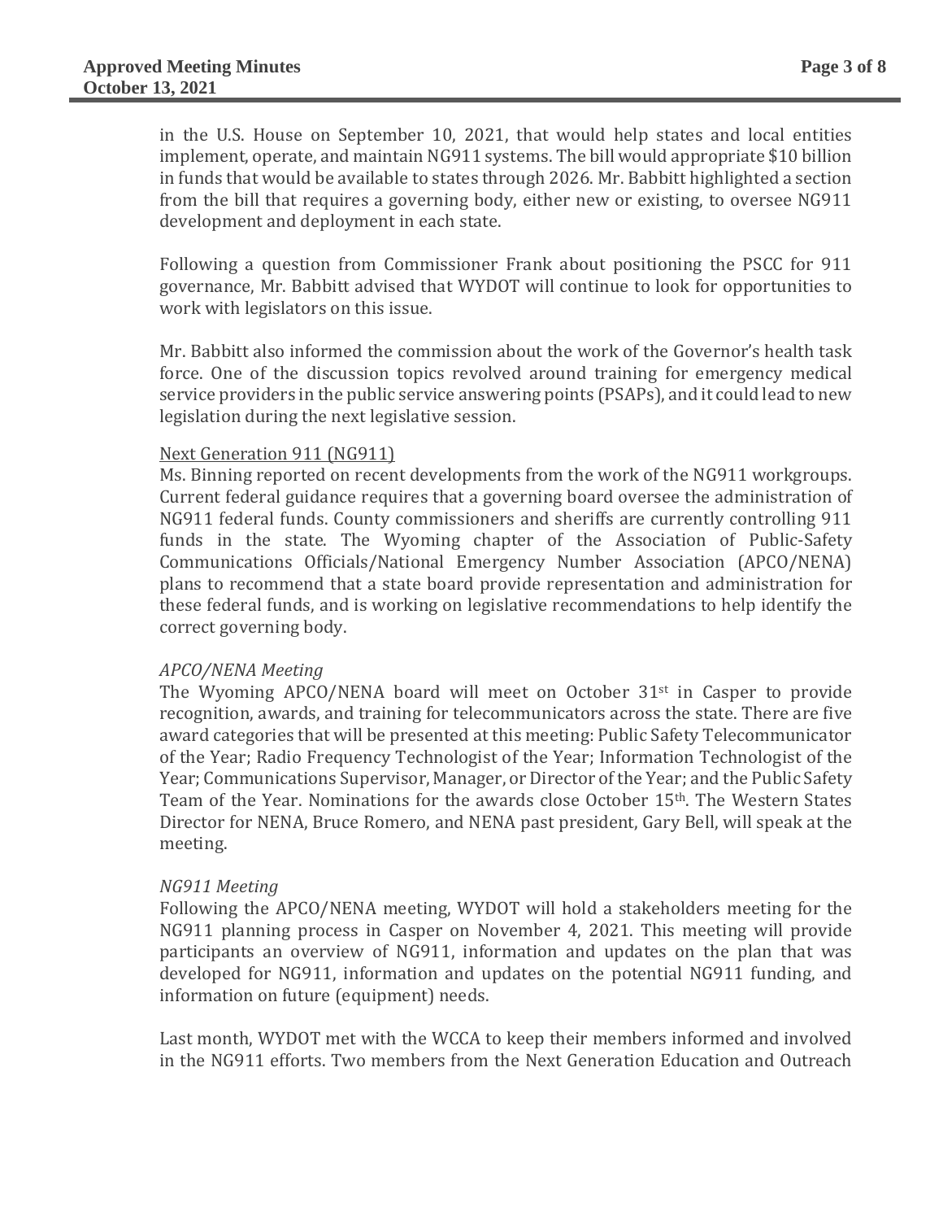in the U.S. House on September 10, 2021, that would help states and local entities implement, operate, and maintain NG911 systems. The bill would appropriate $10 billion in funds that would be available to states through 2026. Mr. Babbitt highlighted a section from the bill that requires a governing body, either new or existing, to oversee NG911 development and deployment in each state.

Following a question from Commissioner Frank about positioning the PSCC for 911 governance, Mr. Babbitt advised that WYDOT will continue to look for opportunities to work with legislators on this issue.

Mr. Babbitt also informed the commission about the work of the Governor's health task force. One of the discussion topics revolved around training for emergency medical service providers in the public service answering points (PSAPs), and it could lead to new legislation during the next legislative session.

Next Generation 911 (NG911)

Ms. Binning reported on recent developments from the work of the NG911 workgroups. Current federal guidance requires that a governing board oversee the administration of NG911 federal funds. County commissioners and sheriffs are currently controlling 911 funds in the state. The Wyoming chapter of the Association of Public-Safety Communications Officials/National Emergency Number Association (APCO/NENA) plans to recommend that a state board provide representation and administration for these federal funds, and is working on legislative recommendations to help identify the correct governing body.

*APCO/NENA Meeting*

The Wyoming APCO/NENA board will meet on October 31st in Casper to provide recognition, awards, and training for telecommunicators across the state. There are five award categories that will be presented at this meeting: Public Safety Telecommunicator of the Year; Radio Frequency Technologist of the Year; Information Technologist of the Year; Communications Supervisor, Manager, or Director of the Year; and the Public Safety Team of the Year. Nominations for the awards close October 15th. The Western States Director for NENA, Bruce Romero, and NENA past president, Gary Bell, will speak at the meeting.

*NG911 Meeting*

Following the APCO/NENA meeting, WYDOT will hold a stakeholders meeting for the NG911 planning process in Casper on November 4, 2021. This meeting will provide participants an overview of NG911, information and updates on the plan that was developed for NG911, information and updates on the potential NG911 funding, and information on future (equipment) needs.

Last month, WYDOT met with the WCCA to keep their members informed and involved in the NG911 efforts. Two members from the Next Generation Education and Outreach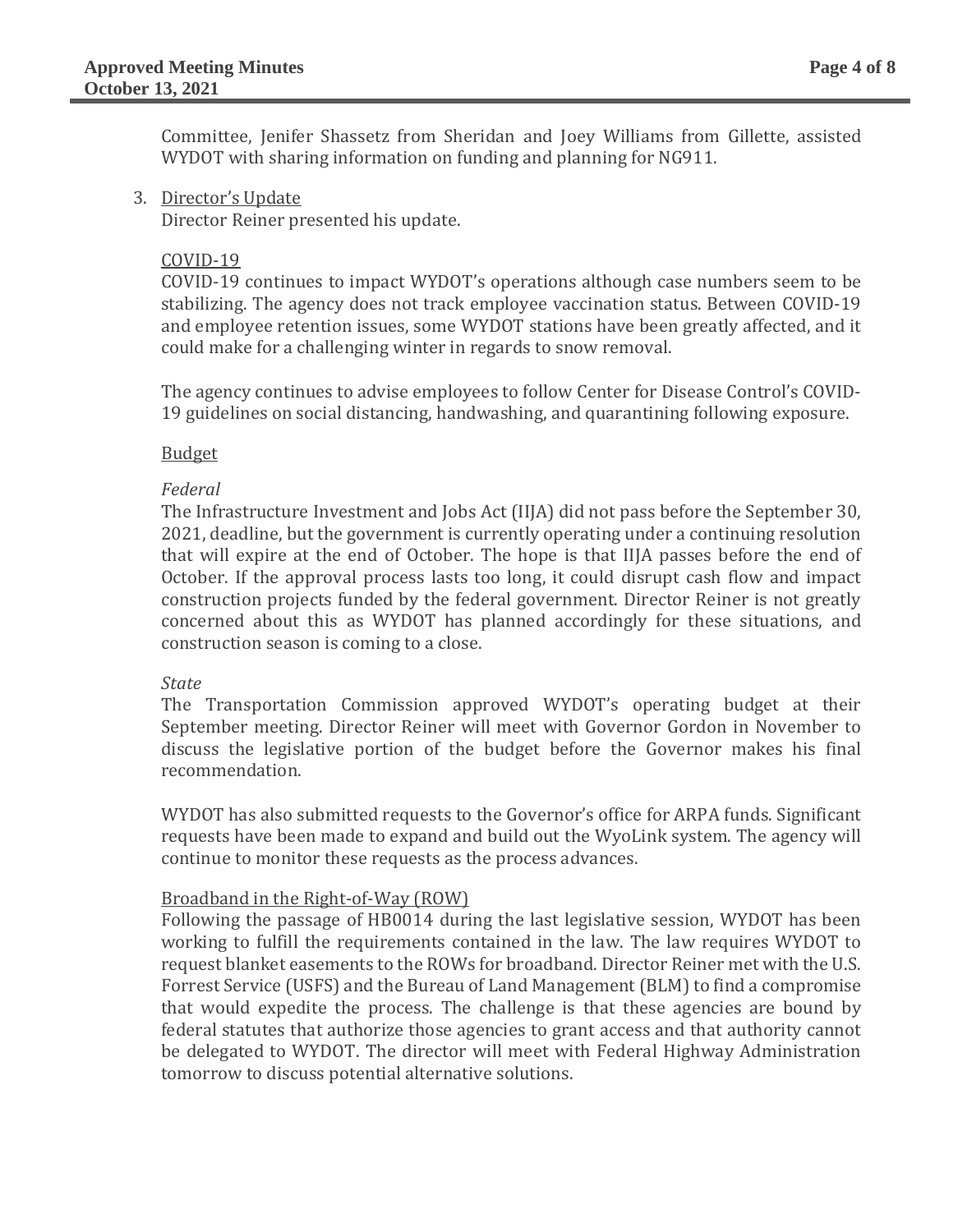Committee, Jenifer Shassetz from Sheridan and Joey Williams from Gillette, assisted WYDOT with sharing information on funding and planning for NG911.

3. Director's Update

   Director Reiner presented his update.

   COVID-19

   COVID-19 continues to impact WYDOT's operations although case numbers seem to be stabilizing. The agency does not track employee vaccination status. Between COVID-19 and employee retention issues, some WYDOT stations have been greatly affected, and it could make for a challenging winter in regards to snow removal.

   The agency continues to advise employees to follow Center for Disease Control's COVID-19 guidelines on social distancing, handwashing, and quarantining following exposure.

   Budget

   *Federal*

   The Infrastructure Investment and Jobs Act (IIJA) did not pass before the September 30, 2021, deadline, but the government is currently operating under a continuing resolution that will expire at the end of October. The hope is that IIJA passes before the end of October. If the approval process lasts too long, it could disrupt cash flow and impact construction projects funded by the federal government. Director Reiner is not greatly concerned about this as WYDOT has planned accordingly for these situations, and construction season is coming to a close.

   *State*

   The Transportation Commission approved WYDOT's operating budget at their September meeting. Director Reiner will meet with Governor Gordon in November to discuss the legislative portion of the budget before the Governor makes his final recommendation.

   WYDOT has also submitted requests to the Governor's office for ARPA funds. Significant requests have been made to expand and build out the WyoLink system. The agency will continue to monitor these requests as the process advances.

   Broadband in the Right-of-Way (ROW)

   Following the passage of HB0014 during the last legislative session, WYDOT has been working to fulfill the requirements contained in the law. The law requires WYDOT to request blanket easements to the ROWs for broadband. Director Reiner met with the U.S. Forrest Service (USFS) and the Bureau of Land Management (BLM) to find a compromise that would expedite the process. The challenge is that these agencies are bound by federal statutes that authorize those agencies to grant access and that authority cannot be delegated to WYDOT. The director will meet with Federal Highway Administration tomorrow to discuss potential alternative solutions.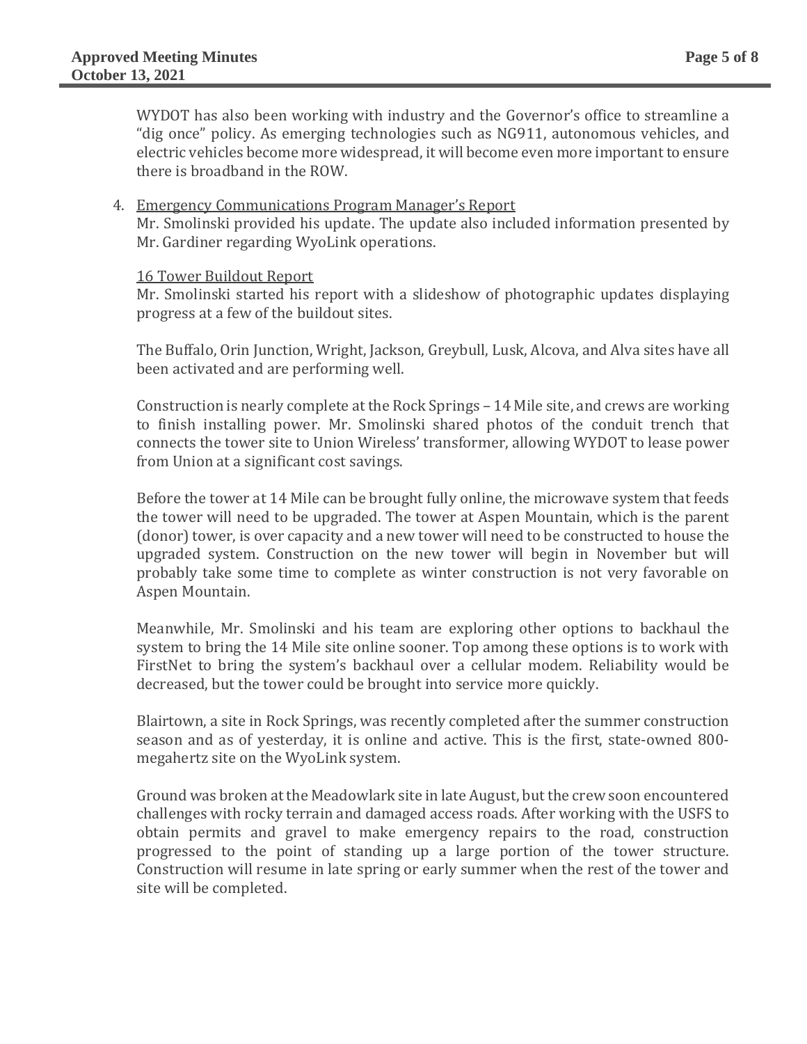WYDOT has also been working with industry and the Governor's office to streamline a "dig once" policy. As emerging technologies such as NG911, autonomous vehicles, and electric vehicles become more widespread, it will become even more important to ensure there is broadband in the ROW.

4. Emergency Communications Program Manager's Report

   Mr. Smolinski provided his update. The update also included information presented by Mr. Gardiner regarding WyoLink operations.

   16 Tower Buildout Report

   Mr. Smolinski started his report with a slideshow of photographic updates displaying progress at a few of the buildout sites.

   The Buffalo, Orin Junction, Wright, Jackson, Greybull, Lusk, Alcova, and Alva sites have all been activated and are performing well.

   Construction is nearly complete at the Rock Springs – 14 Mile site, and crews are working to finish installing power. Mr. Smolinski shared photos of the conduit trench that connects the tower site to Union Wireless' transformer, allowing WYDOT to lease power from Union at a significant cost savings.

   Before the tower at 14 Mile can be brought fully online, the microwave system that feeds the tower will need to be upgraded. The tower at Aspen Mountain, which is the parent (donor) tower, is over capacity and a new tower will need to be constructed to house the upgraded system. Construction on the new tower will begin in November but will probably take some time to complete as winter construction is not very favorable on Aspen Mountain.

   Meanwhile, Mr. Smolinski and his team are exploring other options to backhaul the system to bring the 14 Mile site online sooner. Top among these options is to work with FirstNet to bring the system's backhaul over a cellular modem. Reliability would be decreased, but the tower could be brought into service more quickly.

   Blairtown, a site in Rock Springs, was recently completed after the summer construction season and as of yesterday, it is online and active. This is the first, state-owned 800-megahertz site on the WyoLink system.

   Ground was broken at the Meadowlark site in late August, but the crew soon encountered challenges with rocky terrain and damaged access roads. After working with the USFS to obtain permits and gravel to make emergency repairs to the road, construction progressed to the point of standing up a large portion of the tower structure. Construction will resume in late spring or early summer when the rest of the tower and site will be completed.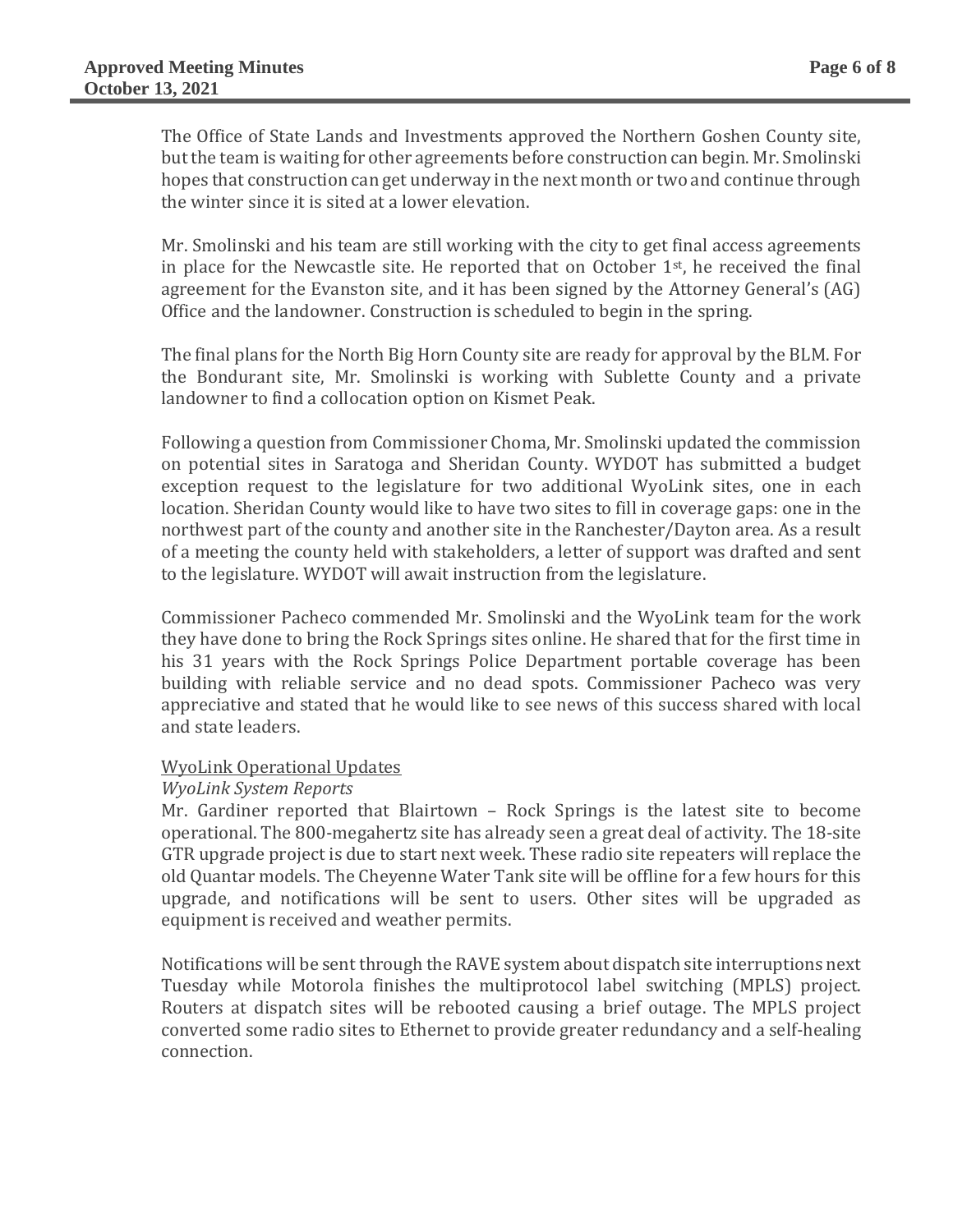The Office of State Lands and Investments approved the Northern Goshen County site, but the team is waiting for other agreements before construction can begin. Mr. Smolinski hopes that construction can get underway in the next month or two and continue through the winter since it is sited at a lower elevation.

Mr. Smolinski and his team are still working with the city to get final access agreements in place for the Newcastle site. He reported that on October 1st, he received the final agreement for the Evanston site, and it has been signed by the Attorney General's (AG) Office and the landowner. Construction is scheduled to begin in the spring.

The final plans for the North Big Horn County site are ready for approval by the BLM. For the Bondurant site, Mr. Smolinski is working with Sublette County and a private landowner to find a collocation option on Kismet Peak.

Following a question from Commissioner Choma, Mr. Smolinski updated the commission on potential sites in Saratoga and Sheridan County. WYDOT has submitted a budget exception request to the legislature for two additional WyoLink sites, one in each location. Sheridan County would like to have two sites to fill in coverage gaps: one in the northwest part of the county and another site in the Ranchester/Dayton area. As a result of a meeting the county held with stakeholders, a letter of support was drafted and sent to the legislature. WYDOT will await instruction from the legislature.

Commissioner Pacheco commended Mr. Smolinski and the WyoLink team for the work they have done to bring the Rock Springs sites online. He shared that for the first time in his 31 years with the Rock Springs Police Department portable coverage has been building with reliable service and no dead spots. Commissioner Pacheco was very appreciative and stated that he would like to see news of this success shared with local and state leaders.

WyoLink Operational Updates

*WyoLink System Reports*

Mr. Gardiner reported that Blairtown – Rock Springs is the latest site to become operational. The 800-megahertz site has already seen a great deal of activity. The 18-site GTR upgrade project is due to start next week. These radio site repeaters will replace the old Quantar models. The Cheyenne Water Tank site will be offline for a few hours for this upgrade, and notifications will be sent to users. Other sites will be upgraded as equipment is received and weather permits.

Notifications will be sent through the RAVE system about dispatch site interruptions next Tuesday while Motorola finishes the multiprotocol label switching (MPLS) project. Routers at dispatch sites will be rebooted causing a brief outage. The MPLS project converted some radio sites to Ethernet to provide greater redundancy and a self-healing connection.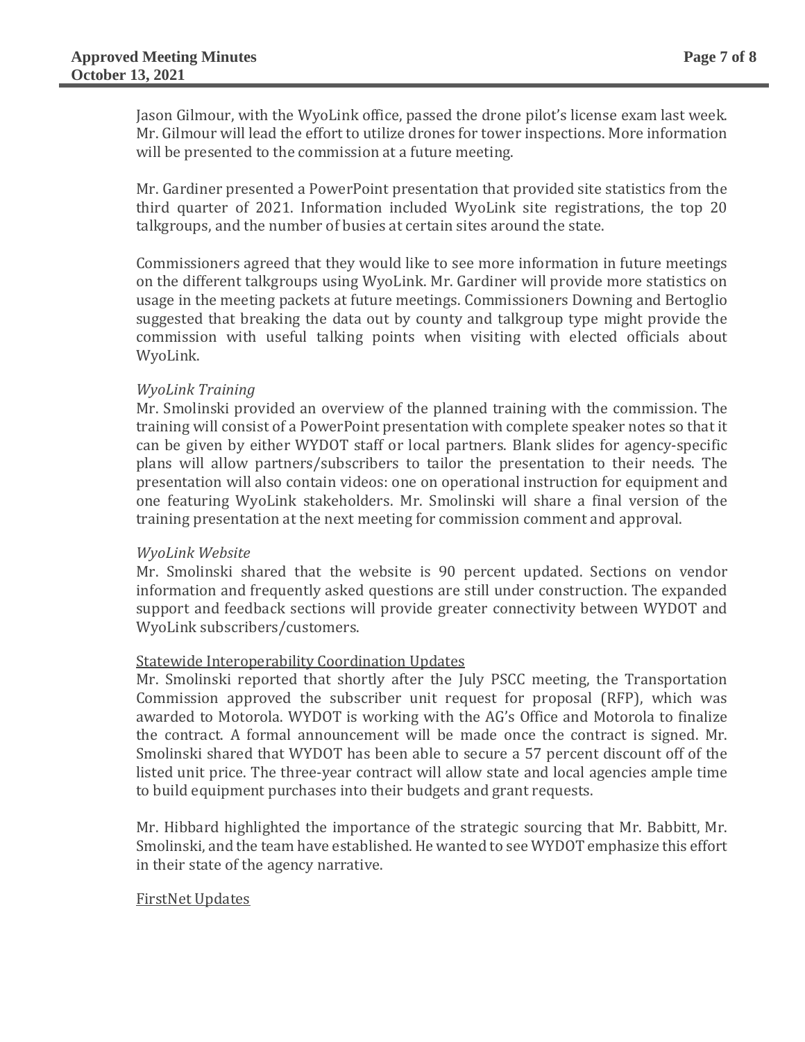Jason Gilmour, with the WyoLink office, passed the drone pilot's license exam last week. Mr. Gilmour will lead the effort to utilize drones for tower inspections. More information will be presented to the commission at a future meeting.

Mr. Gardiner presented a PowerPoint presentation that provided site statistics from the third quarter of 2021. Information included WyoLink site registrations, the top 20 talkgroups, and the number of busies at certain sites around the state.

Commissioners agreed that they would like to see more information in future meetings on the different talkgroups using WyoLink. Mr. Gardiner will provide more statistics on usage in the meeting packets at future meetings. Commissioners Downing and Bertoglio suggested that breaking the data out by county and talkgroup type might provide the commission with useful talking points when visiting with elected officials about WyoLink.

*WyoLink Training*

Mr. Smolinski provided an overview of the planned training with the commission. The training will consist of a PowerPoint presentation with complete speaker notes so that it can be given by either WYDOT staff or local partners. Blank slides for agency-specific plans will allow partners/subscribers to tailor the presentation to their needs. The presentation will also contain videos: one on operational instruction for equipment and one featuring WyoLink stakeholders. Mr. Smolinski will share a final version of the training presentation at the next meeting for commission comment and approval.

*WyoLink Website*

Mr. Smolinski shared that the website is 90 percent updated. Sections on vendor information and frequently asked questions are still under construction. The expanded support and feedback sections will provide greater connectivity between WYDOT and WyoLink subscribers/customers.

<u>Statewide Interoperability Coordination Updates</u>

Mr. Smolinski reported that shortly after the July PSCC meeting, the Transportation Commission approved the subscriber unit request for proposal (RFP), which was awarded to Motorola. WYDOT is working with the AG's Office and Motorola to finalize the contract. A formal announcement will be made once the contract is signed. Mr. Smolinski shared that WYDOT has been able to secure a 57 percent discount off of the listed unit price. The three-year contract will allow state and local agencies ample time to build equipment purchases into their budgets and grant requests.

Mr. Hibbard highlighted the importance of the strategic sourcing that Mr. Babbitt, Mr. Smolinski, and the team have established. He wanted to see WYDOT emphasize this effort in their state of the agency narrative.

<u>FirstNet Updates</u>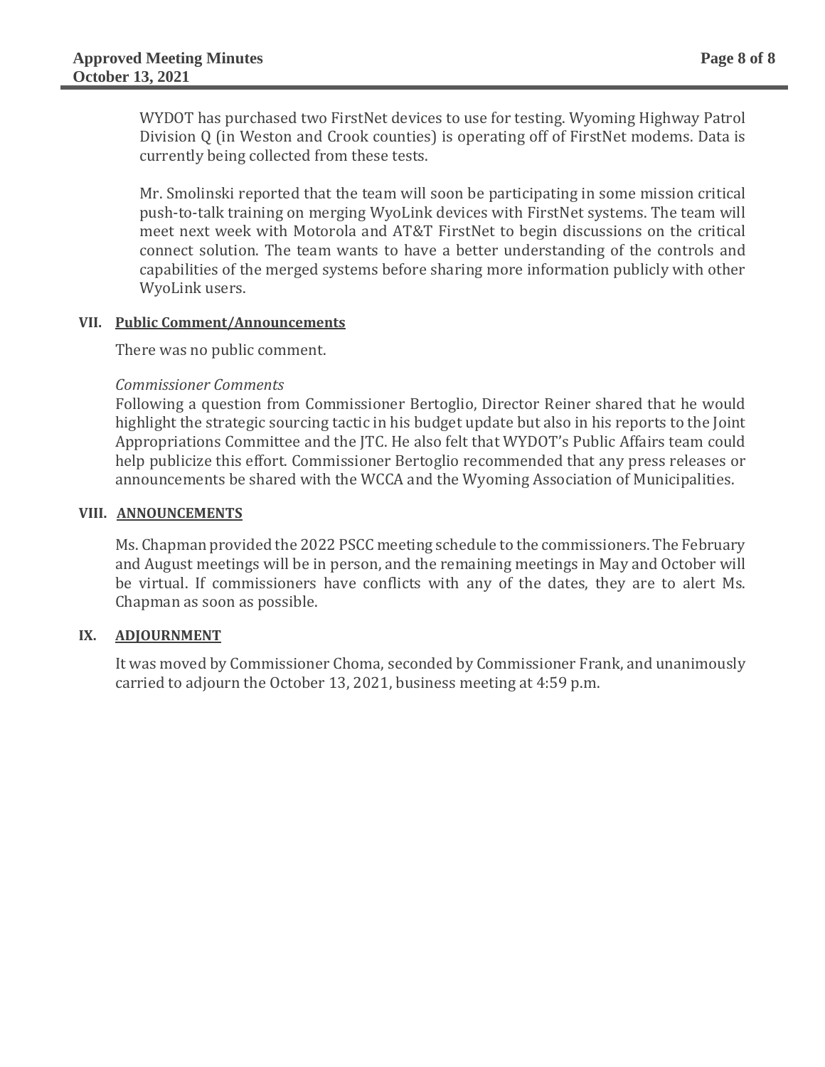WYDOT has purchased two FirstNet devices to use for testing. Wyoming Highway Patrol Division Q (in Weston and Crook counties) is operating off of FirstNet modems. Data is currently being collected from these tests.

Mr. Smolinski reported that the team will soon be participating in some mission critical push-to-talk training on merging WyoLink devices with FirstNet systems. The team will meet next week with Motorola and AT&T FirstNet to begin discussions on the critical connect solution. The team wants to have a better understanding of the controls and capabilities of the merged systems before sharing more information publicly with other WyoLink users.

## VII. Public Comment/Announcements

There was no public comment.

*Commissioner Comments*

Following a question from Commissioner Bertoglio, Director Reiner shared that he would highlight the strategic sourcing tactic in his budget update but also in his reports to the Joint Appropriations Committee and the JTC. He also felt that WYDOT's Public Affairs team could help publicize this effort. Commissioner Bertoglio recommended that any press releases or announcements be shared with the WCCA and the Wyoming Association of Municipalities.

## VIII. ANNOUNCEMENTS

Ms. Chapman provided the 2022 PSCC meeting schedule to the commissioners. The February and August meetings will be in person, and the remaining meetings in May and October will be virtual. If commissioners have conflicts with any of the dates, they are to alert Ms. Chapman as soon as possible.

## IX. ADJOURNMENT

It was moved by Commissioner Choma, seconded by Commissioner Frank, and unanimously carried to adjourn the October 13, 2021, business meeting at 4:59 p.m.